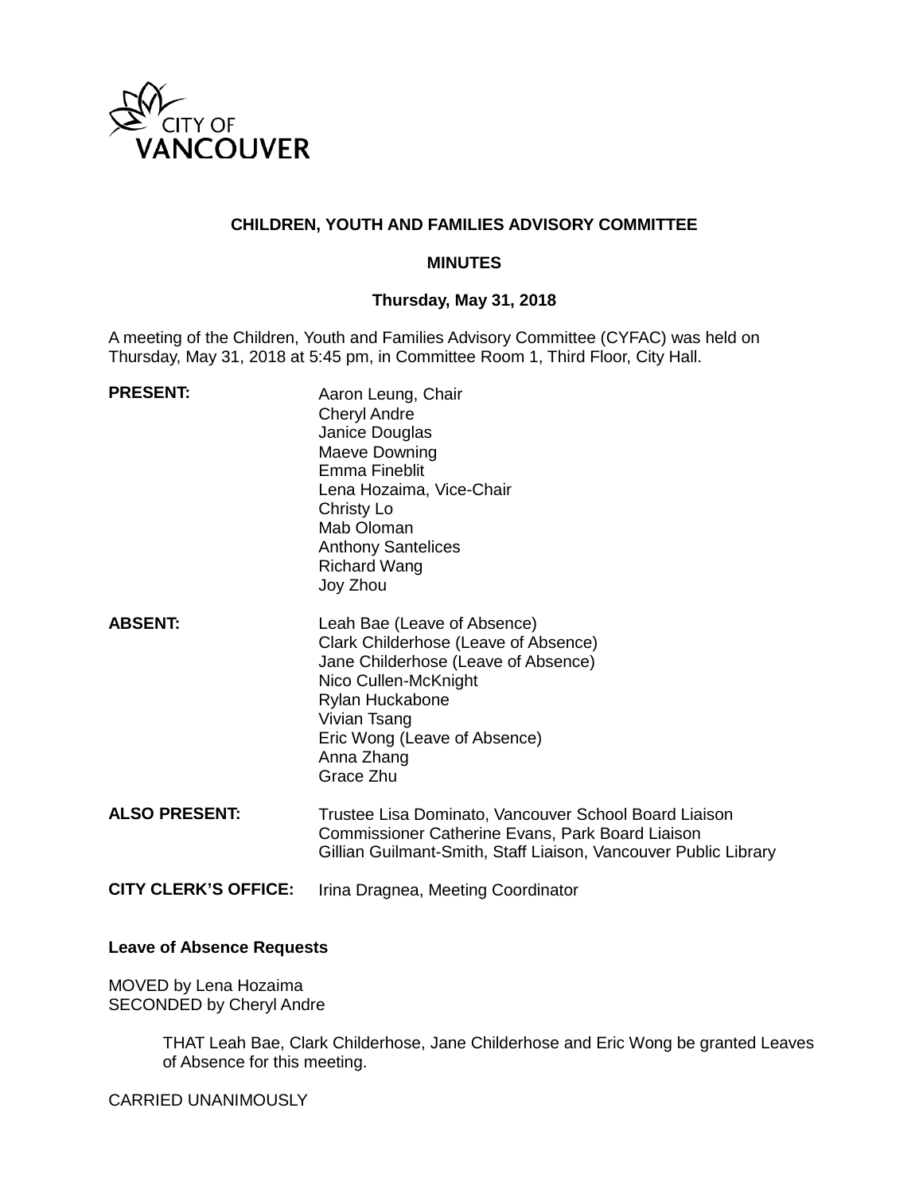CITY OF VANCOUVER

# CHILDREN, YOUTH AND FAMILIES ADVISORY COMMITTEE

## MINUTES

### Thursday, May 31, 2018

A meeting of the Children, Youth and Families Advisory Committee (CYFAC) was held on Thursday, May 31, 2018 at 5:45 pm, in Committee Room 1, Third Floor, City Hall.

| | |
|---|---|
| **PRESENT:** | Aaron Leung, Chair<br>Cheryl Andre<br>Janice Douglas<br>Maeve Downing<br>Emma Fineblit<br>Lena Hozaima, Vice-Chair<br>Christy Lo<br>Mab Oloman<br>Anthony Santelices<br>Richard Wang<br>Joy Zhou |
| **ABSENT:** | Leah Bae (Leave of Absence)<br>Clark Childerhose (Leave of Absence)<br>Jane Childerhose (Leave of Absence)<br>Nico Cullen-McKnight<br>Rylan Huckabone<br>Vivian Tsang<br>Eric Wong (Leave of Absence)<br>Anna Zhang<br>Grace Zhu |
| **ALSO PRESENT:** | Trustee Lisa Dominato, Vancouver School Board Liaison<br>Commissioner Catherine Evans, Park Board Liaison<br>Gillian Guilmant-Smith, Staff Liaison, Vancouver Public Library |
| **CITY CLERK'S OFFICE:** | Irina Dragnea, Meeting Coordinator |

**Leave of Absence Requests**

MOVED by Lena Hozaima
SECONDED by Cheryl Andre

> THAT Leah Bae, Clark Childerhose, Jane Childerhose and Eric Wong be granted Leaves of Absence for this meeting.

CARRIED UNANIMOUSLY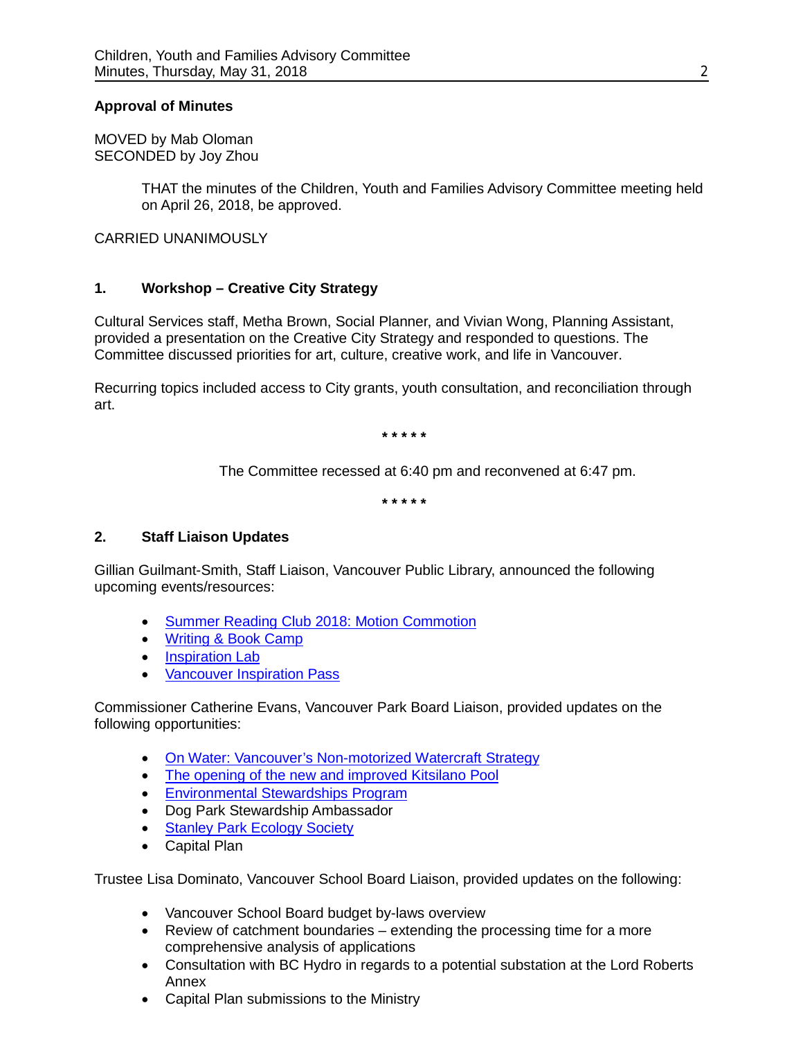**Approval of Minutes**

MOVED by Mab Oloman
SECONDED by Joy Zhou

> THAT the minutes of the Children, Youth and Families Advisory Committee meeting held on April 26, 2018, be approved.

CARRIED UNANIMOUSLY

## 1. Workshop – Creative City Strategy

Cultural Services staff, Metha Brown, Social Planner, and Vivian Wong, Planning Assistant, provided a presentation on the Creative City Strategy and responded to questions. The Committee discussed priorities for art, culture, creative work, and life in Vancouver.

Recurring topics included access to City grants, youth consultation, and reconciliation through art.

\* \* \* \* \*

The Committee recessed at 6:40 pm and reconvened at 6:47 pm.

\* \* \* \* \*

## 2. Staff Liaison Updates

Gillian Guilmant-Smith, Staff Liaison, Vancouver Public Library, announced the following upcoming events/resources:

- Summer Reading Club 2018: Motion Commotion
- Writing & Book Camp
- Inspiration Lab
- Vancouver Inspiration Pass

Commissioner Catherine Evans, Vancouver Park Board Liaison, provided updates on the following opportunities:

- On Water: Vancouver's Non-motorized Watercraft Strategy
- The opening of the new and improved Kitsilano Pool
- Environmental Stewardships Program
- Dog Park Stewardship Ambassador
- Stanley Park Ecology Society
- Capital Plan

Trustee Lisa Dominato, Vancouver School Board Liaison, provided updates on the following:

- Vancouver School Board budget by-laws overview
- Review of catchment boundaries – extending the processing time for a more comprehensive analysis of applications
- Consultation with BC Hydro in regards to a potential substation at the Lord Roberts Annex
- Capital Plan submissions to the Ministry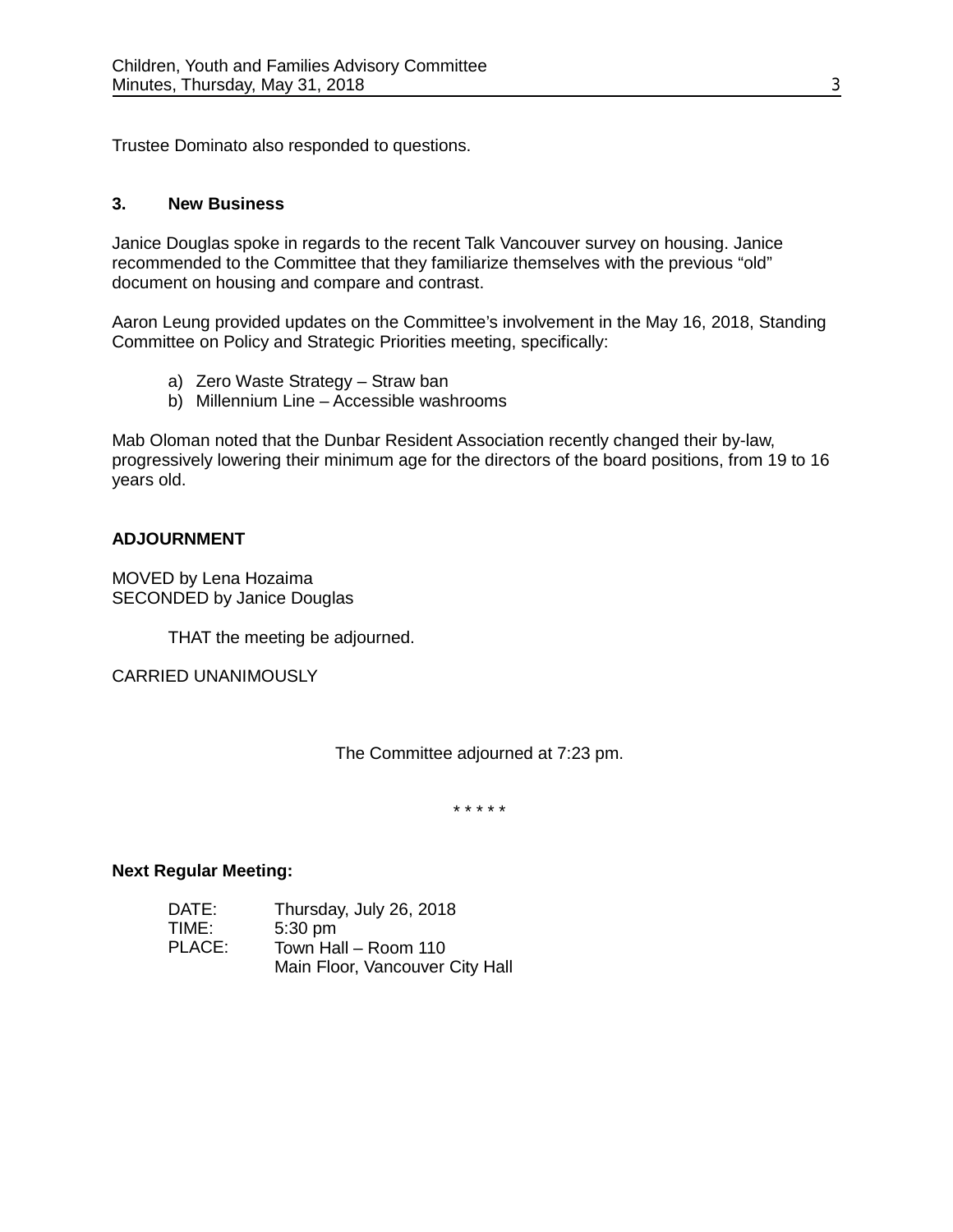Trustee Dominato also responded to questions.

## 3. New Business

Janice Douglas spoke in regards to the recent Talk Vancouver survey on housing. Janice recommended to the Committee that they familiarize themselves with the previous "old" document on housing and compare and contrast.

Aaron Leung provided updates on the Committee's involvement in the May 16, 2018, Standing Committee on Policy and Strategic Priorities meeting, specifically:

a) Zero Waste Strategy – Straw ban
b) Millennium Line – Accessible washrooms

Mab Oloman noted that the Dunbar Resident Association recently changed their by-law, progressively lowering their minimum age for the directors of the board positions, from 19 to 16 years old.

## ADJOURNMENT

MOVED by Lena Hozaima
SECONDED by Janice Douglas

THAT the meeting be adjourned.

CARRIED UNANIMOUSLY

The Committee adjourned at 7:23 pm.

* * * * *

**Next Regular Meeting:**

| | |
|---|---|
| DATE: | Thursday, July 26, 2018 |
| TIME: | 5:30 pm |
| PLACE: | Town Hall – Room 110<br>Main Floor, Vancouver City Hall |